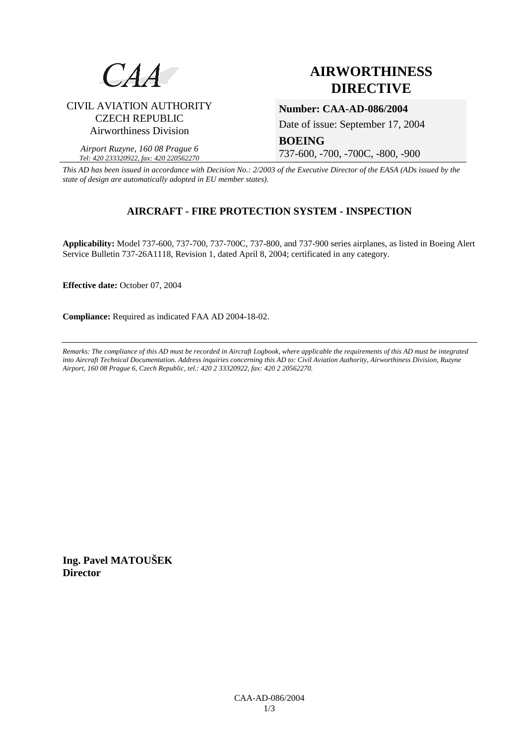CAA

CIVIL AVIATION AUTHORITY
CZECH REPUBLIC
Airworthiness Division

*Airport Ruzyne, 160 08 Prague 6*
*Tel: 420 233320922, fax: 420 220562270*

# AIRWORTHINESS DIRECTIVE

**Number: CAA-AD-086/2004**

Date of issue: September 17, 2004

**BOEING**

737-600, -700, -700C, -800, -900

*This AD has been issued in accordance with Decision No.: 2/2003 of the Executive Director of the EASA (ADs issued by the state of design are automatically adopted in EU member states).*

## AIRCRAFT - FIRE PROTECTION SYSTEM - INSPECTION

**Applicability:** Model 737-600, 737-700, 737-700C, 737-800, and 737-900 series airplanes, as listed in Boeing Alert Service Bulletin 737-26A1118, Revision 1, dated April 8, 2004; certificated in any category.

**Effective date:** October 07, 2004

**Compliance:** Required as indicated FAA AD 2004-18-02.

---

*Remarks: The compliance of this AD must be recorded in Aircraft Logbook, where applicable the requirements of this AD must be integrated into Aircraft Technical Documentation. Address inquiries concerning this AD to: Civil Aviation Authority, Airworthiness Division, Ruzyne Airport, 160 08 Prague 6, Czech Republic, tel.: 420 2 33320922, fax: 420 2 20562270.*

**Ing. Pavel MATOUŠEK**
**Director**

CAA-AD-086/2004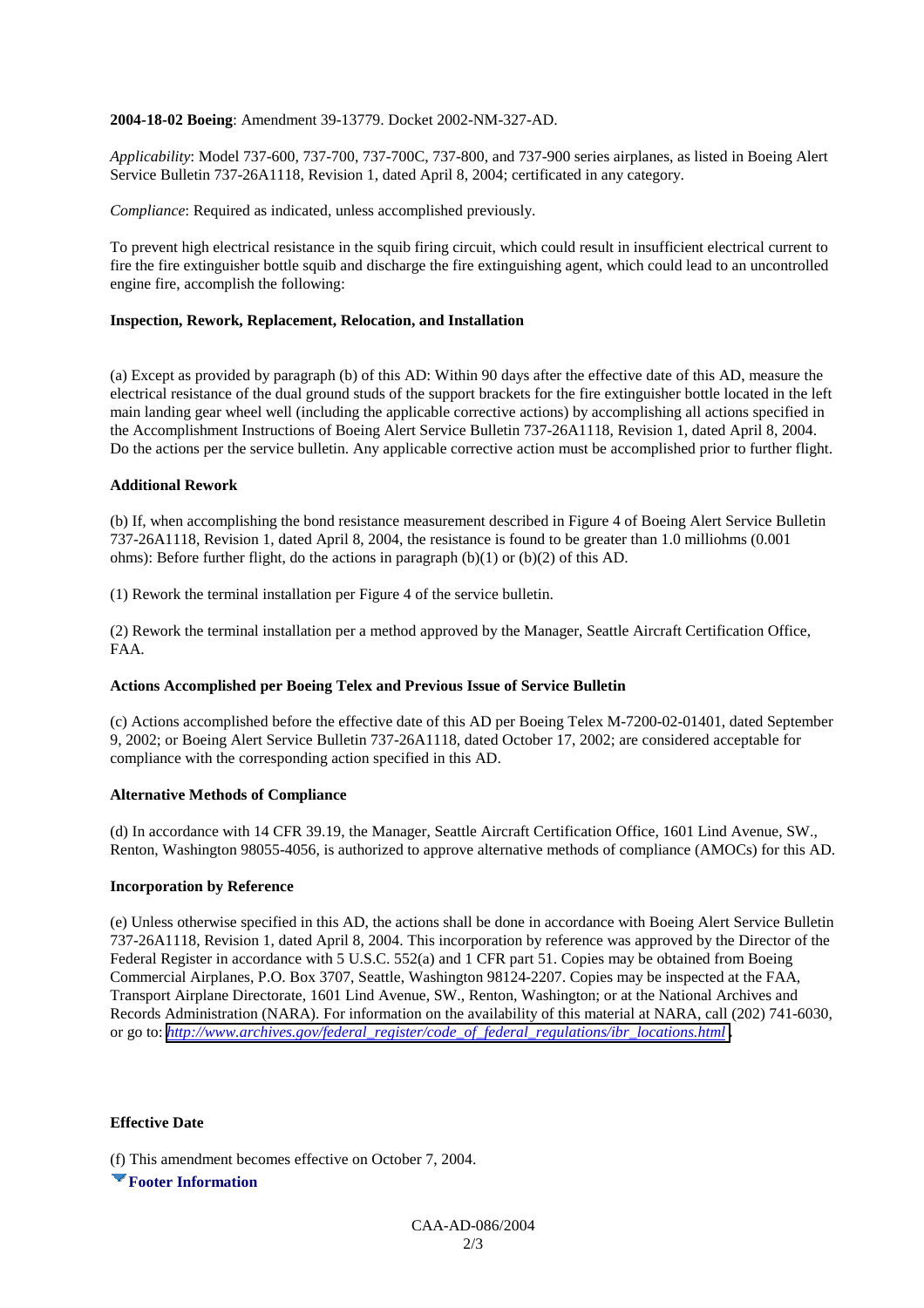**2004-18-02 Boeing**: Amendment 39-13779. Docket 2002-NM-327-AD.

*Applicability*: Model 737-600, 737-700, 737-700C, 737-800, and 737-900 series airplanes, as listed in Boeing Alert Service Bulletin 737-26A1118, Revision 1, dated April 8, 2004; certificated in any category.

*Compliance*: Required as indicated, unless accomplished previously.

To prevent high electrical resistance in the squib firing circuit, which could result in insufficient electrical current to fire the fire extinguisher bottle squib and discharge the fire extinguishing agent, which could lead to an uncontrolled engine fire, accomplish the following:

**Inspection, Rework, Replacement, Relocation, and Installation**

(a) Except as provided by paragraph (b) of this AD: Within 90 days after the effective date of this AD, measure the electrical resistance of the dual ground studs of the support brackets for the fire extinguisher bottle located in the left main landing gear wheel well (including the applicable corrective actions) by accomplishing all actions specified in the Accomplishment Instructions of Boeing Alert Service Bulletin 737-26A1118, Revision 1, dated April 8, 2004. Do the actions per the service bulletin. Any applicable corrective action must be accomplished prior to further flight.

**Additional Rework**

(b) If, when accomplishing the bond resistance measurement described in Figure 4 of Boeing Alert Service Bulletin 737-26A1118, Revision 1, dated April 8, 2004, the resistance is found to be greater than 1.0 milliohms (0.001 ohms): Before further flight, do the actions in paragraph (b)(1) or (b)(2) of this AD.

(1) Rework the terminal installation per Figure 4 of the service bulletin.

(2) Rework the terminal installation per a method approved by the Manager, Seattle Aircraft Certification Office, FAA.

**Actions Accomplished per Boeing Telex and Previous Issue of Service Bulletin**

(c) Actions accomplished before the effective date of this AD per Boeing Telex M-7200-02-01401, dated September 9, 2002; or Boeing Alert Service Bulletin 737-26A1118, dated October 17, 2002; are considered acceptable for compliance with the corresponding action specified in this AD.

**Alternative Methods of Compliance**

(d) In accordance with 14 CFR 39.19, the Manager, Seattle Aircraft Certification Office, 1601 Lind Avenue, SW., Renton, Washington 98055-4056, is authorized to approve alternative methods of compliance (AMOCs) for this AD.

**Incorporation by Reference**

(e) Unless otherwise specified in this AD, the actions shall be done in accordance with Boeing Alert Service Bulletin 737-26A1118, Revision 1, dated April 8, 2004. This incorporation by reference was approved by the Director of the Federal Register in accordance with 5 U.S.C. 552(a) and 1 CFR part 51. Copies may be obtained from Boeing Commercial Airplanes, P.O. Box 3707, Seattle, Washington 98124-2207. Copies may be inspected at the FAA, Transport Airplane Directorate, 1601 Lind Avenue, SW., Renton, Washington; or at the National Archives and Records Administration (NARA). For information on the availability of this material at NARA, call (202) 741-6030, or go to: http://www.archives.gov/federal_register/code_of_federal_regulations/ibr_locations.html.

**Effective Date**

(f) This amendment becomes effective on October 7, 2004.

**Footer Information**

CAA-AD-086/2004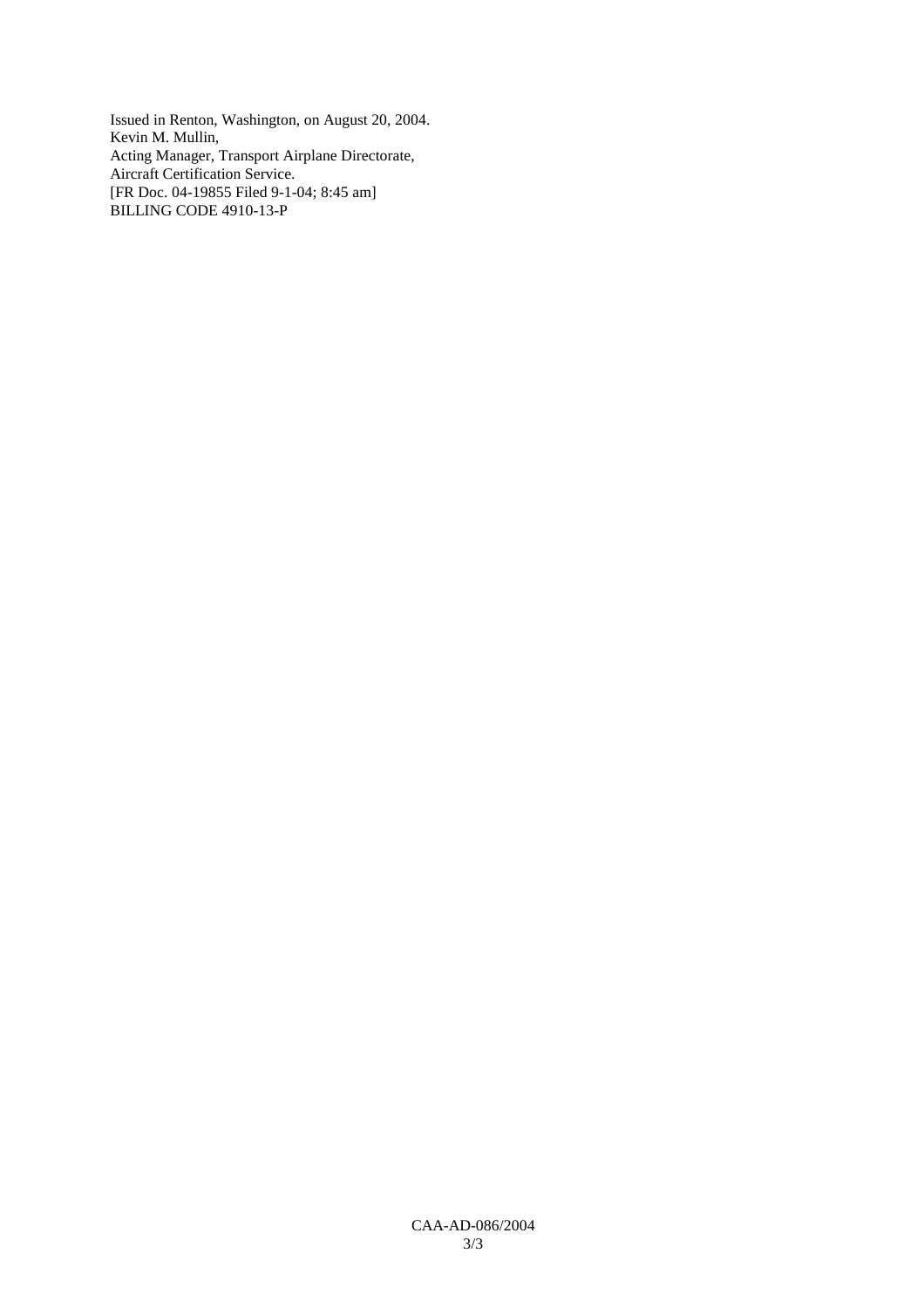Issued in Renton, Washington, on August 20, 2004.
Kevin M. Mullin,
Acting Manager, Transport Airplane Directorate,
Aircraft Certification Service.
[FR Doc. 04-19855 Filed 9-1-04; 8:45 am]
BILLING CODE 4910-13-P